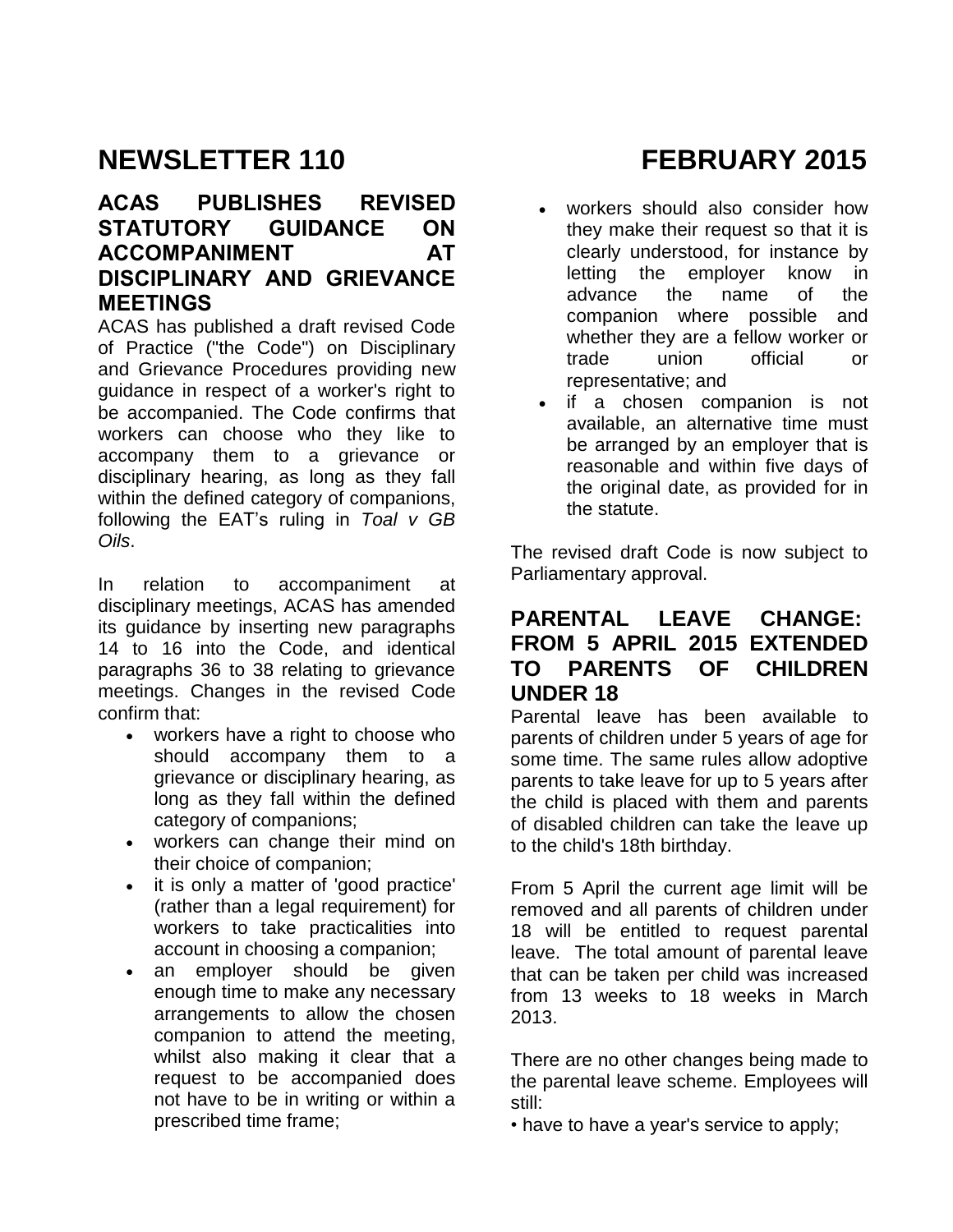# NEWSLETTER 110 FEBRUARY 2015

## ACAS PUBLISHES REVISED STATUTORY GUIDANCE ON ACCOMPANIMENT AT DISCIPLINARY AND GRIEVANCE MEETINGS

ACAS has published a draft revised Code of Practice ("the Code") on Disciplinary and Grievance Procedures providing new guidance in respect of a worker's right to be accompanied. The Code confirms that workers can choose who they like to accompany them to a grievance or disciplinary hearing, as long as they fall within the defined category of companions, following the EAT's ruling in *Toal v GB Oils*.

In relation to accompaniment at disciplinary meetings, ACAS has amended its guidance by inserting new paragraphs 14 to 16 into the Code, and identical paragraphs 36 to 38 relating to grievance meetings. Changes in the revised Code confirm that:

- workers have a right to choose who should accompany them to a grievance or disciplinary hearing, as long as they fall within the defined category of companions;
- workers can change their mind on their choice of companion;
- it is only a matter of 'good practice' (rather than a legal requirement) for workers to take practicalities into account in choosing a companion;
- an employer should be given enough time to make any necessary arrangements to allow the chosen companion to attend the meeting, whilst also making it clear that a request to be accompanied does not have to be in writing or within a prescribed time frame;
- workers should also consider how they make their request so that it is clearly understood, for instance by letting the employer know in advance the name of the companion where possible and whether they are a fellow worker or trade union official or representative; and
- if a chosen companion is not available, an alternative time must be arranged by an employer that is reasonable and within five days of the original date, as provided for in the statute.

The revised draft Code is now subject to Parliamentary approval.

## PARENTAL LEAVE CHANGE: FROM 5 APRIL 2015 EXTENDED TO PARENTS OF CHILDREN UNDER 18

Parental leave has been available to parents of children under 5 years of age for some time. The same rules allow adoptive parents to take leave for up to 5 years after the child is placed with them and parents of disabled children can take the leave up to the child's 18th birthday.

From 5 April the current age limit will be removed and all parents of children under 18 will be entitled to request parental leave. The total amount of parental leave that can be taken per child was increased from 13 weeks to 18 weeks in March 2013.

There are no other changes being made to the parental leave scheme. Employees will still:

- have to have a year's service to apply;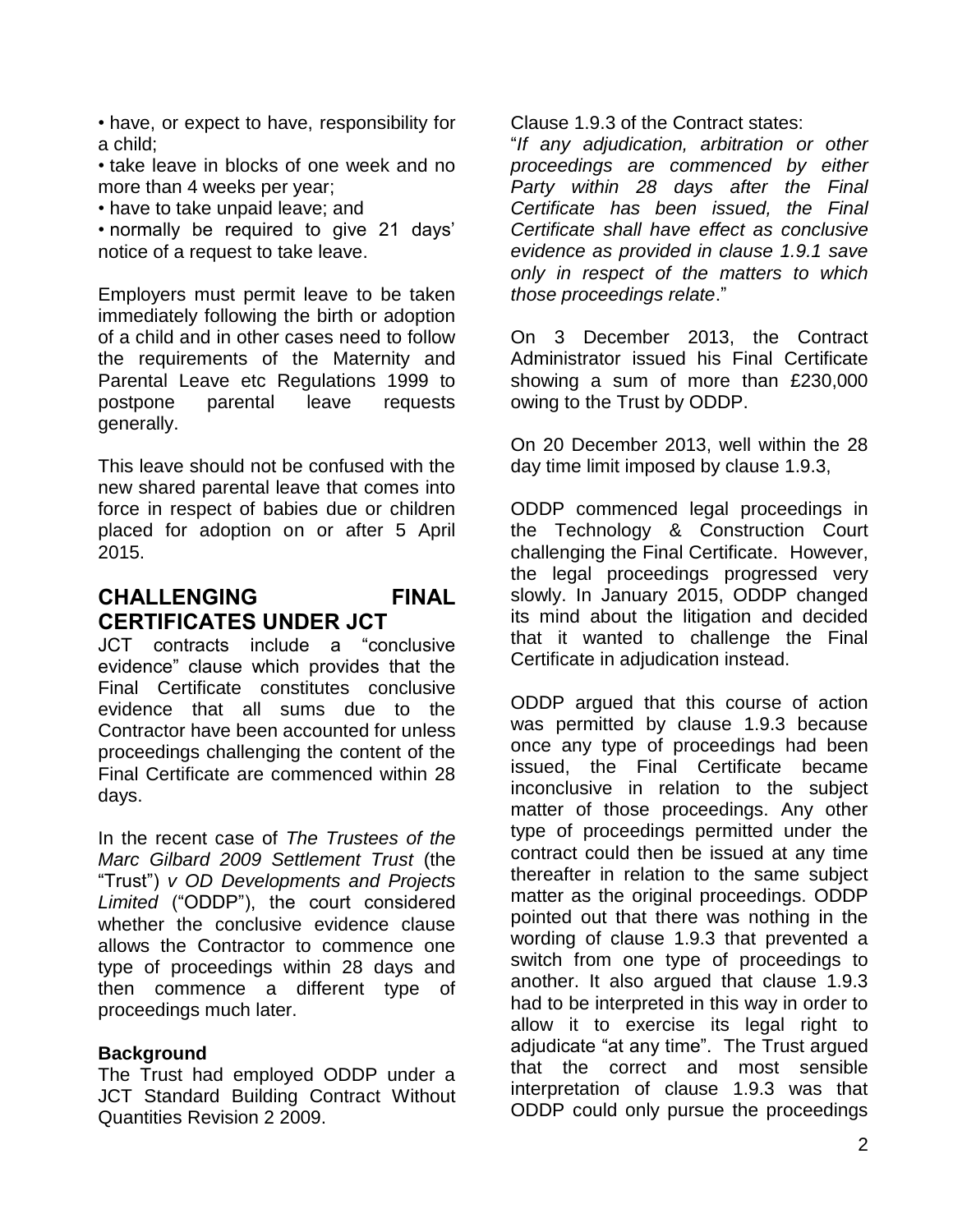• have, or expect to have, responsibility for a child;
• take leave in blocks of one week and no more than 4 weeks per year;
• have to take unpaid leave; and
• normally be required to give 21 days' notice of a request to take leave.

Employers must permit leave to be taken immediately following the birth or adoption of a child and in other cases need to follow the requirements of the Maternity and Parental Leave etc Regulations 1999 to postpone parental leave requests generally.

This leave should not be confused with the new shared parental leave that comes into force in respect of babies due or children placed for adoption on or after 5 April 2015.

## CHALLENGING FINAL CERTIFICATES UNDER JCT

JCT contracts include a "conclusive evidence" clause which provides that the Final Certificate constitutes conclusive evidence that all sums due to the Contractor have been accounted for unless proceedings challenging the content of the Final Certificate are commenced within 28 days.

In the recent case of *The Trustees of the Marc Gilbard 2009 Settlement Trust* (the "Trust") *v OD Developments and Projects Limited* ("ODDP"), the court considered whether the conclusive evidence clause allows the Contractor to commence one type of proceedings within 28 days and then commence a different type of proceedings much later.

### Background

The Trust had employed ODDP under a JCT Standard Building Contract Without Quantities Revision 2 2009.

Clause 1.9.3 of the Contract states:

"*If any adjudication, arbitration or other proceedings are commenced by either Party within 28 days after the Final Certificate has been issued, the Final Certificate shall have effect as conclusive evidence as provided in clause 1.9.1 save only in respect of the matters to which those proceedings relate*."

On 3 December 2013, the Contract Administrator issued his Final Certificate showing a sum of more than £230,000 owing to the Trust by ODDP.

On 20 December 2013, well within the 28 day time limit imposed by clause 1.9.3,

ODDP commenced legal proceedings in the Technology & Construction Court challenging the Final Certificate. However, the legal proceedings progressed very slowly. In January 2015, ODDP changed its mind about the litigation and decided that it wanted to challenge the Final Certificate in adjudication instead.

ODDP argued that this course of action was permitted by clause 1.9.3 because once any type of proceedings had been issued, the Final Certificate became inconclusive in relation to the subject matter of those proceedings. Any other type of proceedings permitted under the contract could then be issued at any time thereafter in relation to the same subject matter as the original proceedings. ODDP pointed out that there was nothing in the wording of clause 1.9.3 that prevented a switch from one type of proceedings to another. It also argued that clause 1.9.3 had to be interpreted in this way in order to allow it to exercise its legal right to adjudicate "at any time". The Trust argued that the correct and most sensible interpretation of clause 1.9.3 was that ODDP could only pursue the proceedings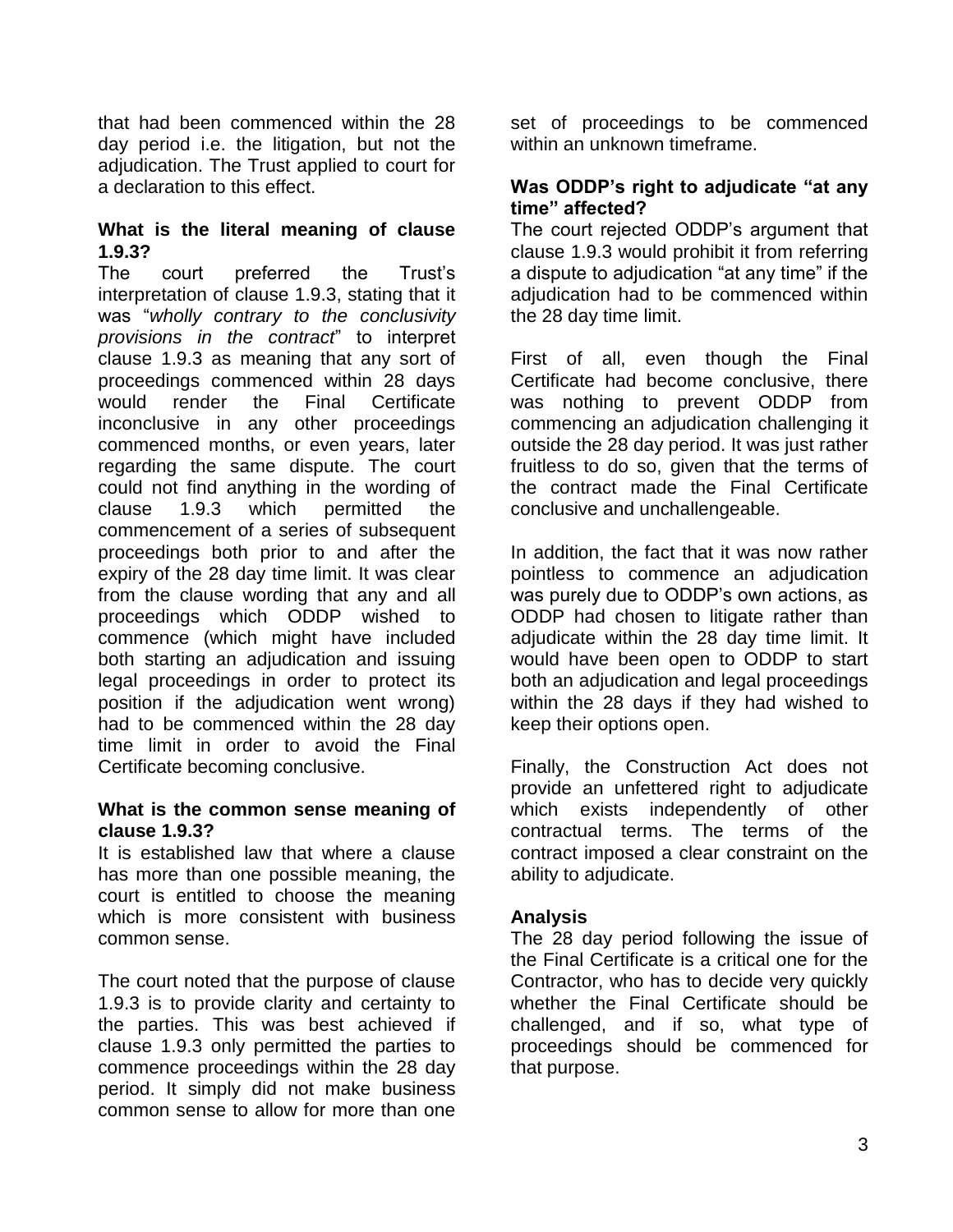that had been commenced within the 28 day period i.e. the litigation, but not the adjudication. The Trust applied to court for a declaration to this effect.

**What is the literal meaning of clause 1.9.3?**

The court preferred the Trust's interpretation of clause 1.9.3, stating that it was "*wholly contrary to the conclusivity provisions in the contract*" to interpret clause 1.9.3 as meaning that any sort of proceedings commenced within 28 days would render the Final Certificate inconclusive in any other proceedings commenced months, or even years, later regarding the same dispute. The court could not find anything in the wording of clause 1.9.3 which permitted the commencement of a series of subsequent proceedings both prior to and after the expiry of the 28 day time limit. It was clear from the clause wording that any and all proceedings which ODDP wished to commence (which might have included both starting an adjudication and issuing legal proceedings in order to protect its position if the adjudication went wrong) had to be commenced within the 28 day time limit in order to avoid the Final Certificate becoming conclusive.

**What is the common sense meaning of clause 1.9.3?**

It is established law that where a clause has more than one possible meaning, the court is entitled to choose the meaning which is more consistent with business common sense.

The court noted that the purpose of clause 1.9.3 is to provide clarity and certainty to the parties. This was best achieved if clause 1.9.3 only permitted the parties to commence proceedings within the 28 day period. It simply did not make business common sense to allow for more than one set of proceedings to be commenced within an unknown timeframe.

**Was ODDP's right to adjudicate "at any time" affected?**

The court rejected ODDP's argument that clause 1.9.3 would prohibit it from referring a dispute to adjudication "at any time" if the adjudication had to be commenced within the 28 day time limit.

First of all, even though the Final Certificate had become conclusive, there was nothing to prevent ODDP from commencing an adjudication challenging it outside the 28 day period. It was just rather fruitless to do so, given that the terms of the contract made the Final Certificate conclusive and unchallengeable.

In addition, the fact that it was now rather pointless to commence an adjudication was purely due to ODDP's own actions, as ODDP had chosen to litigate rather than adjudicate within the 28 day time limit. It would have been open to ODDP to start both an adjudication and legal proceedings within the 28 days if they had wished to keep their options open.

Finally, the Construction Act does not provide an unfettered right to adjudicate which exists independently of other contractual terms. The terms of the contract imposed a clear constraint on the ability to adjudicate.

**Analysis**

The 28 day period following the issue of the Final Certificate is a critical one for the Contractor, who has to decide very quickly whether the Final Certificate should be challenged, and if so, what type of proceedings should be commenced for that purpose.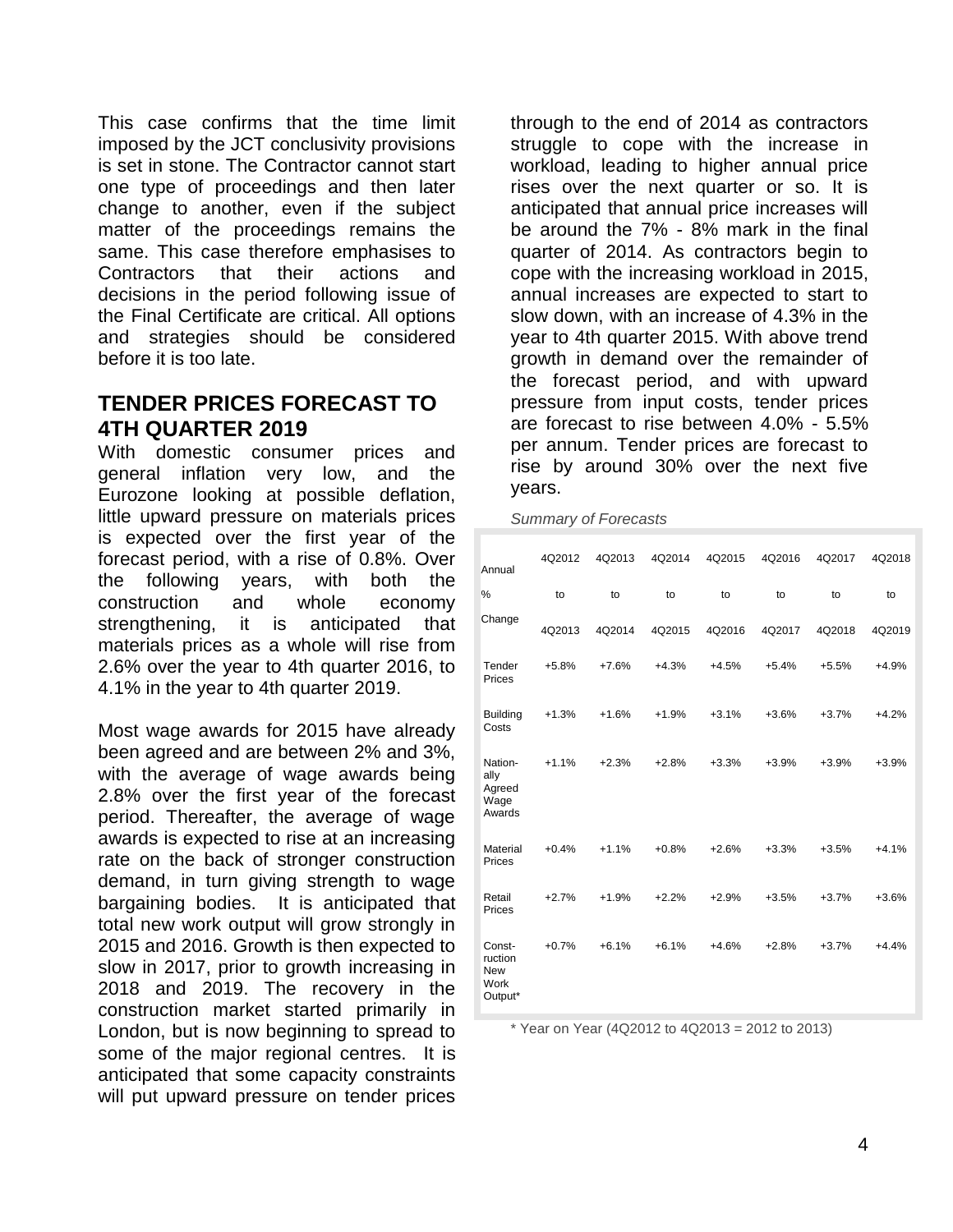This case confirms that the time limit imposed by the JCT conclusivity provisions is set in stone. The Contractor cannot start one type of proceedings and then later change to another, even if the subject matter of the proceedings remains the same. This case therefore emphasises to Contractors that their actions and decisions in the period following issue of the Final Certificate are critical. All options and strategies should be considered before it is too late.

## TENDER PRICES FORECAST TO 4TH QUARTER 2019

With domestic consumer prices and general inflation very low, and the Eurozone looking at possible deflation, little upward pressure on materials prices is expected over the first year of the forecast period, with a rise of 0.8%. Over the following years, with both the construction and whole economy strengthening, it is anticipated that materials prices as a whole will rise from 2.6% over the year to 4th quarter 2016, to 4.1% in the year to 4th quarter 2019.

Most wage awards for 2015 have already been agreed and are between 2% and 3%, with the average of wage awards being 2.8% over the first year of the forecast period. Thereafter, the average of wage awards is expected to rise at an increasing rate on the back of stronger construction demand, in turn giving strength to wage bargaining bodies. It is anticipated that total new work output will grow strongly in 2015 and 2016. Growth is then expected to slow in 2017, prior to growth increasing in 2018 and 2019. The recovery in the construction market started primarily in London, but is now beginning to spread to some of the major regional centres. It is anticipated that some capacity constraints will put upward pressure on tender prices through to the end of 2014 as contractors struggle to cope with the increase in workload, leading to higher annual price rises over the next quarter or so. It is anticipated that annual price increases will be around the 7% - 8% mark in the final quarter of 2014. As contractors begin to cope with the increasing workload in 2015, annual increases are expected to start to slow down, with an increase of 4.3% in the year to 4th quarter 2015. With above trend growth in demand over the remainder of the forecast period, and with upward pressure from input costs, tender prices are forecast to rise between 4.0% - 5.5% per annum. Tender prices are forecast to rise by around 30% over the next five years.

*Summary of Forecasts*

| Annual % Change | 4Q2012 to 4Q2013 | 4Q2013 to 4Q2014 | 4Q2014 to 4Q2015 | 4Q2015 to 4Q2016 | 4Q2016 to 4Q2017 | 4Q2017 to 4Q2018 | 4Q2018 to 4Q2019 |
|---|---|---|---|---|---|---|---|
| Tender Prices | +5.8% | +7.6% | +4.3% | +4.5% | +5.4% | +5.5% | +4.9% |
| Building Costs | +1.3% | +1.6% | +1.9% | +3.1% | +3.6% | +3.7% | +4.2% |
| Nationally Agreed Wage Awards | +1.1% | +2.3% | +2.8% | +3.3% | +3.9% | +3.9% | +3.9% |
| Material Prices | +0.4% | +1.1% | +0.8% | +2.6% | +3.3% | +3.5% | +4.1% |
| Retail Prices | +2.7% | +1.9% | +2.2% | +2.9% | +3.5% | +3.7% | +3.6% |
| Construction New Work Output* | +0.7% | +6.1% | +6.1% | +4.6% | +2.8% | +3.7% | +4.4% |

\* Year on Year (4Q2012 to 4Q2013 = 2012 to 2013)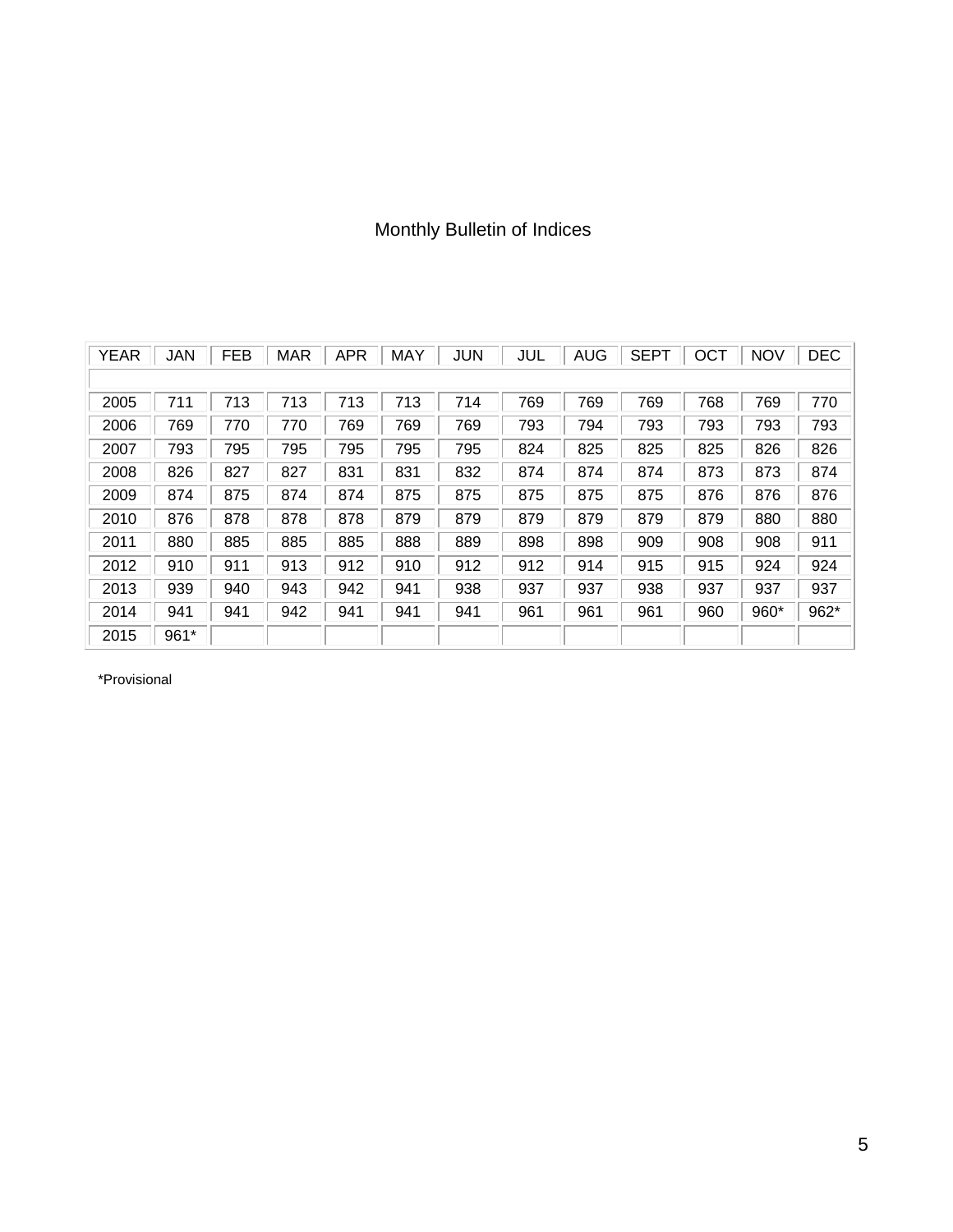Monthly Bulletin of Indices

| YEAR | JAN | FEB | MAR | APR | MAY | JUN | JUL | AUG | SEPT | OCT | NOV | DEC |
|---|---|---|---|---|---|---|---|---|---|---|---|---|
| 2005 | 711 | 713 | 713 | 713 | 713 | 714 | 769 | 769 | 769 | 768 | 769 | 770 |
| 2006 | 769 | 770 | 770 | 769 | 769 | 769 | 793 | 794 | 793 | 793 | 793 | 793 |
| 2007 | 793 | 795 | 795 | 795 | 795 | 795 | 824 | 825 | 825 | 825 | 826 | 826 |
| 2008 | 826 | 827 | 827 | 831 | 831 | 832 | 874 | 874 | 874 | 873 | 873 | 874 |
| 2009 | 874 | 875 | 874 | 874 | 875 | 875 | 875 | 875 | 875 | 876 | 876 | 876 |
| 2010 | 876 | 878 | 878 | 878 | 879 | 879 | 879 | 879 | 879 | 879 | 880 | 880 |
| 2011 | 880 | 885 | 885 | 885 | 888 | 889 | 898 | 898 | 909 | 908 | 908 | 911 |
| 2012 | 910 | 911 | 913 | 912 | 910 | 912 | 912 | 914 | 915 | 915 | 924 | 924 |
| 2013 | 939 | 940 | 943 | 942 | 941 | 938 | 937 | 937 | 938 | 937 | 937 | 937 |
| 2014 | 941 | 941 | 942 | 941 | 941 | 941 | 961 | 961 | 961 | 960 | 960* | 962* |
| 2015 | 961* | | | | | | | | | | | |

*Provisional